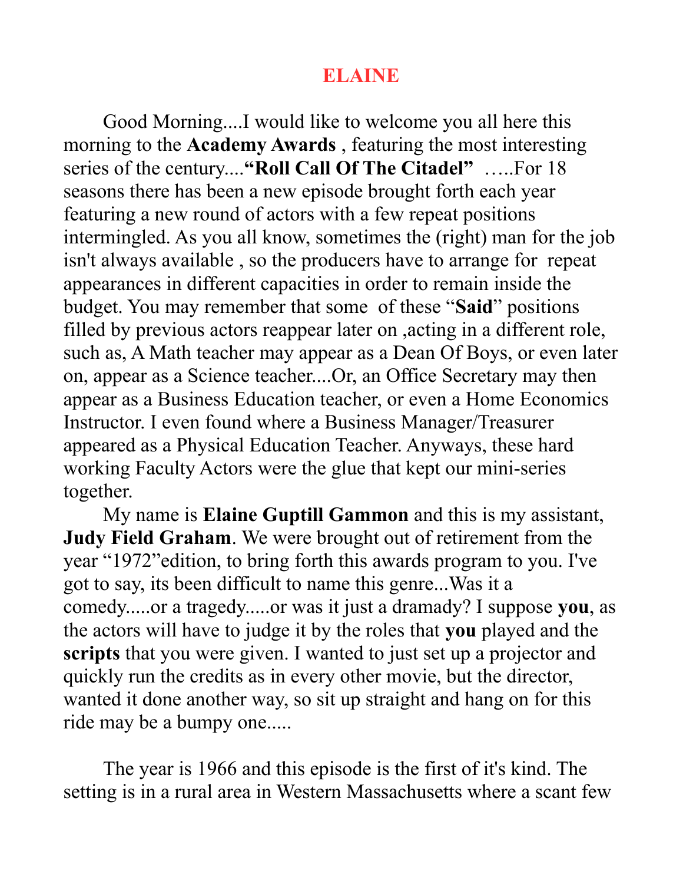# ELAINE

Good Morning....I would like to welcome you all here this morning to the **Academy Awards** , featuring the most interesting series of the century....**"Roll Call Of The Citadel"** …..For 18 seasons there has been a new episode brought forth each year featuring a new round of actors with a few repeat positions intermingled. As you all know, sometimes the (right) man for the job isn't always available , so the producers have to arrange for repeat appearances in different capacities in order to remain inside the budget. You may remember that some of these "**Said**" positions filled by previous actors reappear later on ,acting in a different role, such as, A Math teacher may appear as a Dean Of Boys, or even later on, appear as a Science teacher....Or, an Office Secretary may then appear as a Business Education teacher, or even a Home Economics Instructor. I even found where a Business Manager/Treasurer appeared as a Physical Education Teacher. Anyways, these hard working Faculty Actors were the glue that kept our mini-series together.

My name is **Elaine Guptill Gammon** and this is my assistant, **Judy Field Graham**. We were brought out of retirement from the year "1972"edition, to bring forth this awards program to you. I've got to say, its been difficult to name this genre...Was it a comedy.....or a tragedy.....or was it just a dramady? I suppose **you**, as the actors will have to judge it by the roles that **you** played and the **scripts** that you were given. I wanted to just set up a projector and quickly run the credits as in every other movie, but the director, wanted it done another way, so sit up straight and hang on for this ride may be a bumpy one.....

The year is 1966 and this episode is the first of it's kind. The setting is in a rural area in Western Massachusetts where a scant few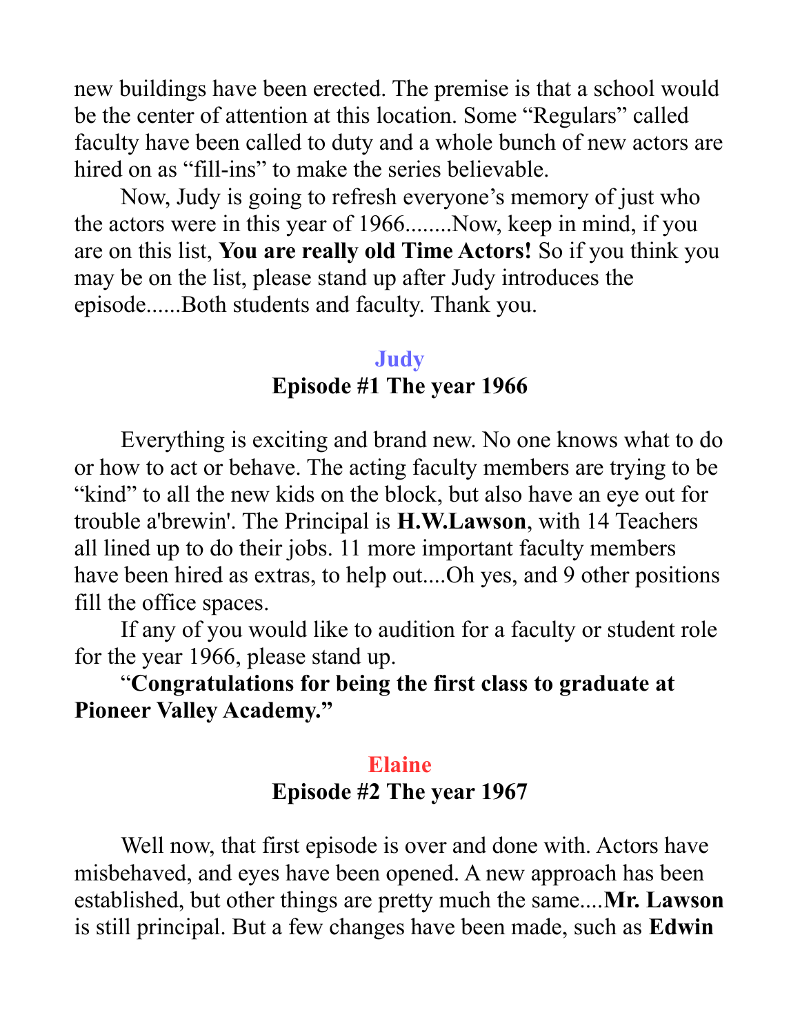new buildings have been erected. The premise is that a school would be the center of attention at this location. Some "Regulars" called faculty have been called to duty and a whole bunch of new actors are hired on as "fill-ins" to make the series believable.

Now, Judy is going to refresh everyone's memory of just who the actors were in this year of 1966........Now, keep in mind, if you are on this list, **You are really old Time Actors!** So if you think you may be on the list, please stand up after Judy introduces the episode......Both students and faculty. Thank you.

**Judy**

**Episode #1 The year 1966**

Everything is exciting and brand new. No one knows what to do or how to act or behave. The acting faculty members are trying to be "kind" to all the new kids on the block, but also have an eye out for trouble a'brewin'. The Principal is **H.W.Lawson**, with 14 Teachers all lined up to do their jobs. 11 more important faculty members have been hired as extras, to help out....Oh yes, and 9 other positions fill the office spaces.

If any of you would like to audition for a faculty or student role for the year 1966, please stand up.

"**Congratulations for being the first class to graduate at Pioneer Valley Academy."**

**Elaine**

**Episode #2 The year 1967**

Well now, that first episode is over and done with. Actors have misbehaved, and eyes have been opened. A new approach has been established, but other things are pretty much the same....**Mr. Lawson** is still principal. But a few changes have been made, such as **Edwin**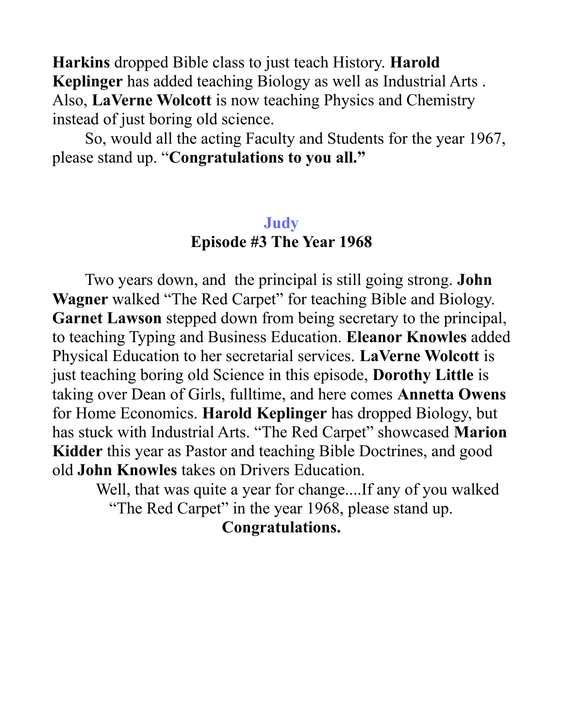**Harkins** dropped Bible class to just teach History. **Harold Keplinger** has added teaching Biology as well as Industrial Arts . Also, **LaVerne Wolcott** is now teaching Physics and Chemistry instead of just boring old science.

So, would all the acting Faculty and Students for the year 1967, please stand up. "**Congratulations to you all."**

## Judy

## Episode #3 The Year 1968

Two years down, and the principal is still going strong. **John Wagner** walked "The Red Carpet" for teaching Bible and Biology. **Garnet Lawson** stepped down from being secretary to the principal, to teaching Typing and Business Education. **Eleanor Knowles** added Physical Education to her secretarial services. **LaVerne Wolcott** is just teaching boring old Science in this episode, **Dorothy Little** is taking over Dean of Girls, fulltime, and here comes **Annetta Owens** for Home Economics. **Harold Keplinger** has dropped Biology, but has stuck with Industrial Arts. "The Red Carpet" showcased **Marion Kidder** this year as Pastor and teaching Bible Doctrines, and good old **John Knowles** takes on Drivers Education.

Well, that was quite a year for change....If any of you walked "The Red Carpet" in the year 1968, please stand up.

**Congratulations.**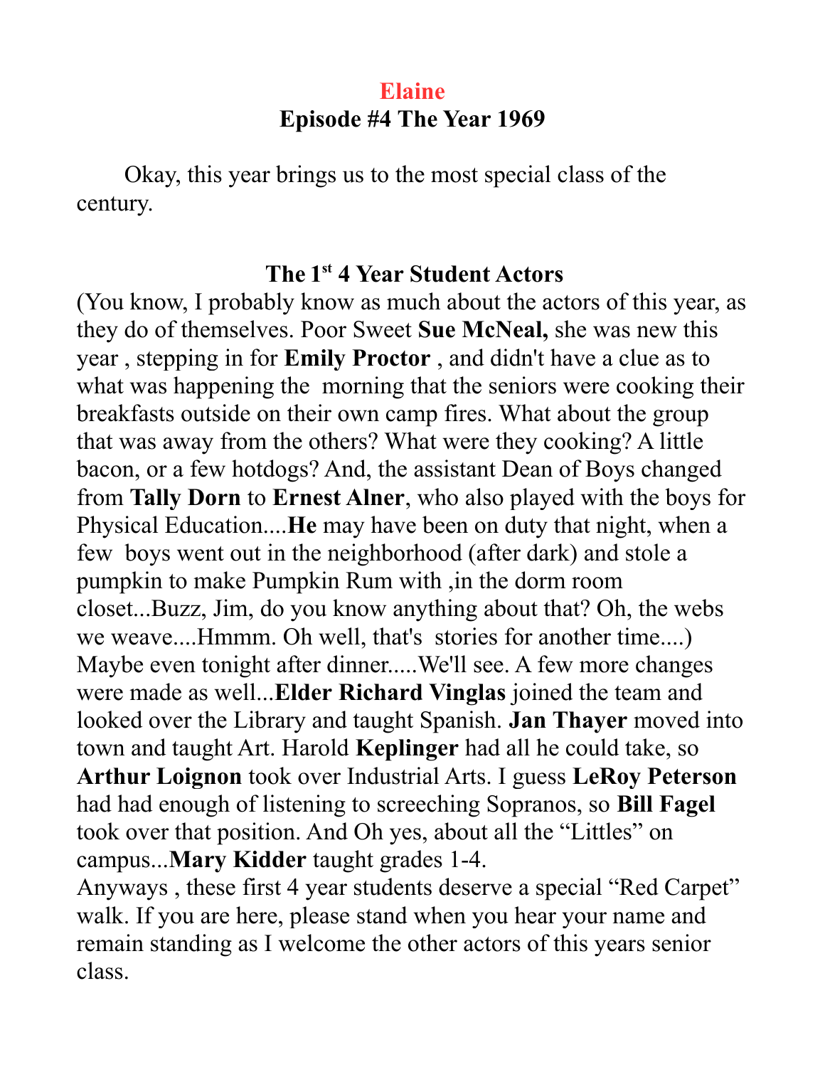# Elaine

## Episode #4 The Year 1969

Okay, this year brings us to the most special class of the century.

### The 1st 4 Year Student Actors

(You know, I probably know as much about the actors of this year, as they do of themselves. Poor Sweet **Sue McNeal,** she was new this year , stepping in for **Emily Proctor** , and didn't have a clue as to what was happening the morning that the seniors were cooking their breakfasts outside on their own camp fires. What about the group that was away from the others? What were they cooking? A little bacon, or a few hotdogs? And, the assistant Dean of Boys changed from **Tally Dorn** to **Ernest Alner**, who also played with the boys for Physical Education....**He** may have been on duty that night, when a few boys went out in the neighborhood (after dark) and stole a pumpkin to make Pumpkin Rum with ,in the dorm room closet...Buzz, Jim, do you know anything about that? Oh, the webs we weave....Hmmm. Oh well, that's stories for another time....) Maybe even tonight after dinner.....We'll see. A few more changes were made as well...**Elder Richard Vinglas** joined the team and looked over the Library and taught Spanish. **Jan Thayer** moved into town and taught Art. Harold **Keplinger** had all he could take, so **Arthur Loignon** took over Industrial Arts. I guess **LeRoy Peterson** had had enough of listening to screeching Sopranos, so **Bill Fagel** took over that position. And Oh yes, about all the "Littles" on campus...**Mary Kidder** taught grades 1-4.

Anyways , these first 4 year students deserve a special "Red Carpet" walk. If you are here, please stand when you hear your name and remain standing as I welcome the other actors of this years senior class.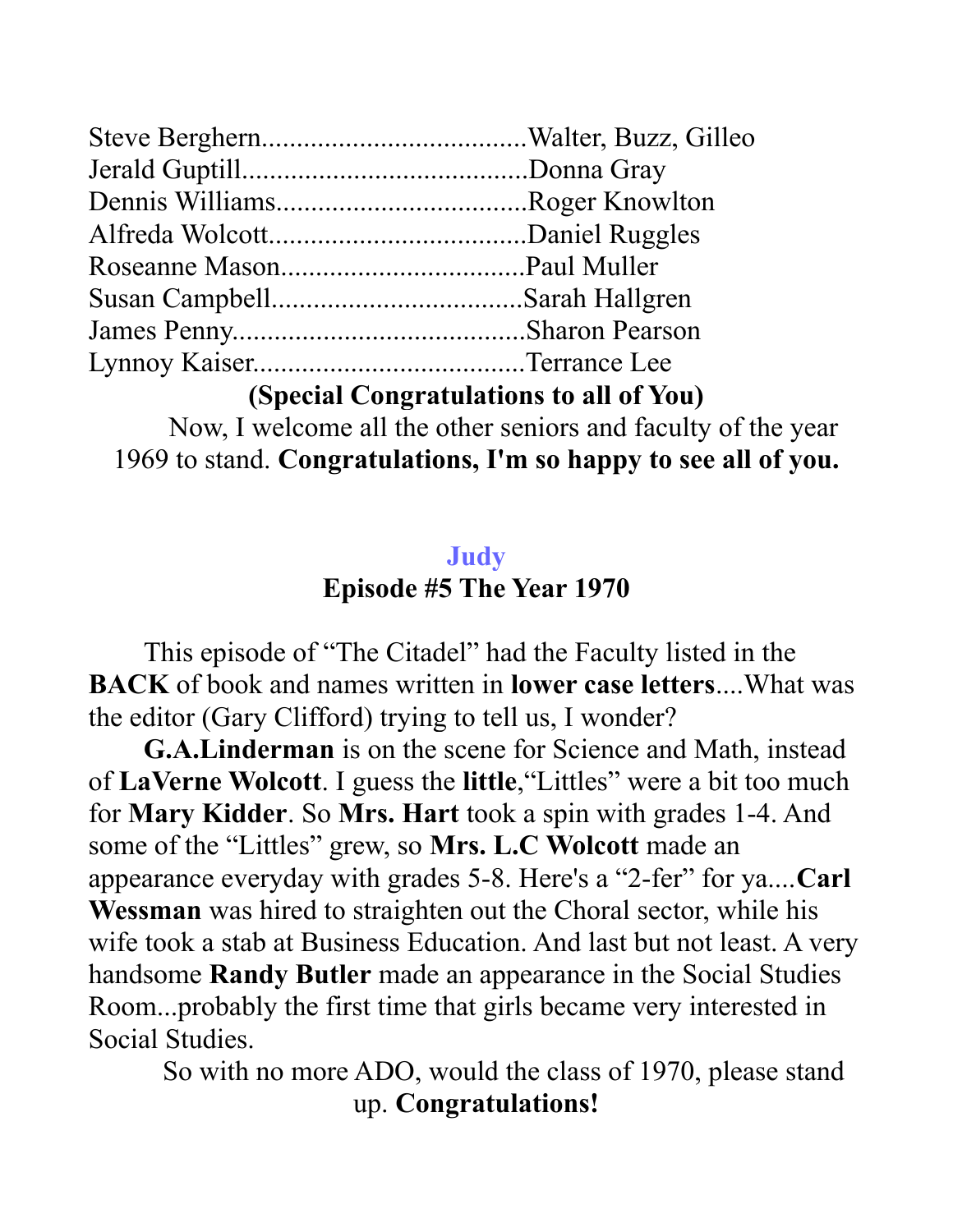Steve Berghern.....................................Walter, Buzz, Gilleo
Jerald Guptill.........................................Donna Gray
Dennis Williams....................................Roger Knowlton
Alfreda Wolcott.....................................Daniel Ruggles
Roseanne Mason...................................Paul Muller
Susan Campbell....................................Sarah Hallgren
James Penny..........................................Sharon Pearson
Lynnoy Kaiser.......................................Terrance Lee

**(Special Congratulations to all of You)**

Now, I welcome all the other seniors and faculty of the year 1969 to stand. **Congratulations, I'm so happy to see all of you.**

## Judy

## Episode #5 The Year 1970

This episode of "The Citadel" had the Faculty listed in the **BACK** of book and names written in **lower case letters**....What was the editor (Gary Clifford) trying to tell us, I wonder?

**G.A.Linderman** is on the scene for Science and Math, instead of **LaVerne Wolcott**. I guess the **little**,"Littles" were a bit too much for **Mary Kidder**. So **Mrs. Hart** took a spin with grades 1-4. And some of the "Littles" grew, so **Mrs. L.C Wolcott** made an appearance everyday with grades 5-8. Here's a "2-fer" for ya....**Carl Wessman** was hired to straighten out the Choral sector, while his wife took a stab at Business Education. And last but not least. A very handsome **Randy Butler** made an appearance in the Social Studies Room...probably the first time that girls became very interested in Social Studies.

So with no more ADO, would the class of 1970, please stand up. **Congratulations!**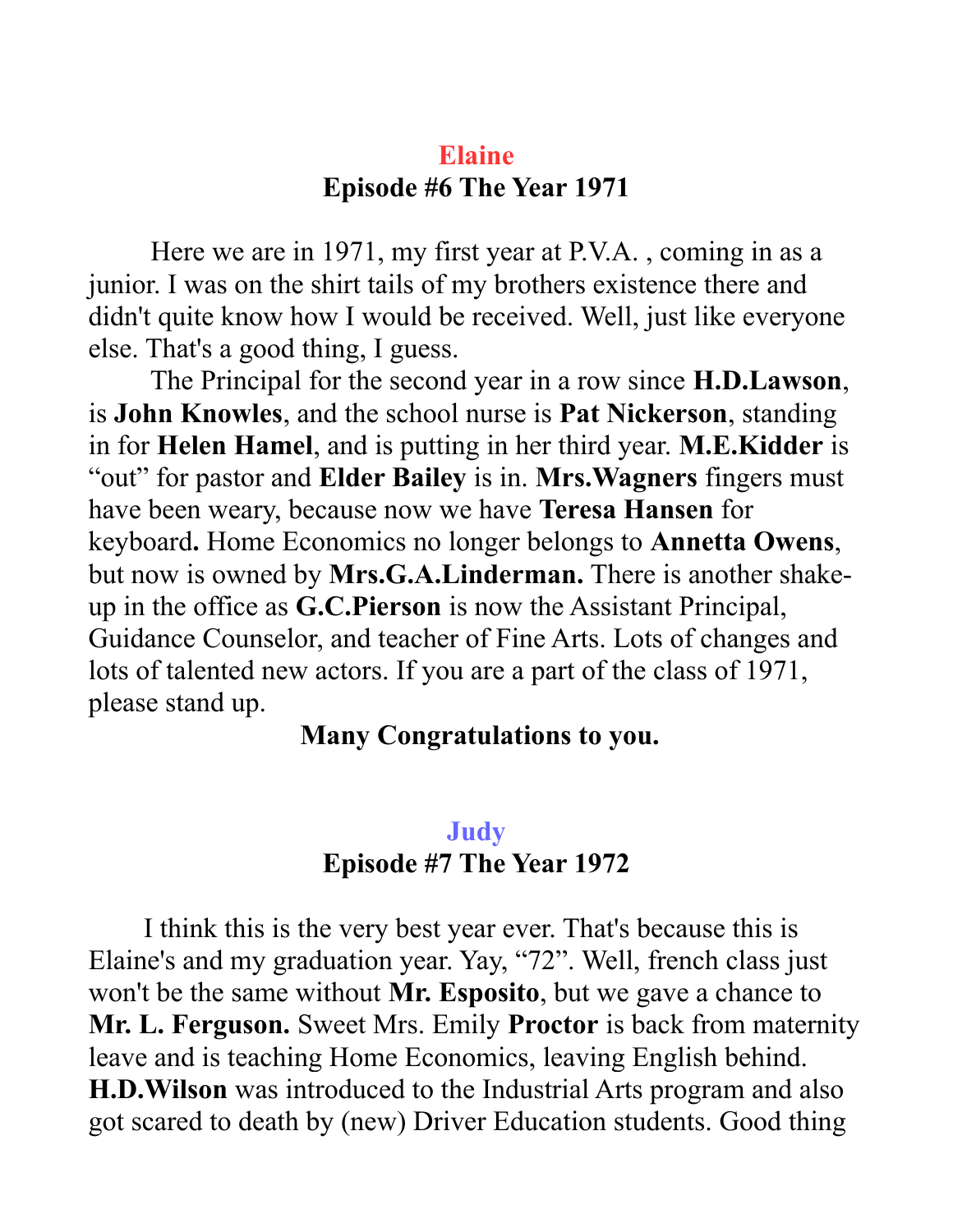## Elaine

## Episode #6 The Year 1971

Here we are in 1971, my first year at P.V.A. , coming in as a junior. I was on the shirt tails of my brothers existence there and didn't quite know how I would be received. Well, just like everyone else. That's a good thing, I guess.

The Principal for the second year in a row since **H.D.Lawson**, is **John Knowles**, and the school nurse is **Pat Nickerson**, standing in for **Helen Hamel**, and is putting in her third year. **M.E.Kidder** is "out" for pastor and **Elder Bailey** is in. **Mrs.Wagners** fingers must have been weary, because now we have **Teresa Hansen** for keyboard**.** Home Economics no longer belongs to **Annetta Owens**, but now is owned by **Mrs.G.A.Linderman.** There is another shake-up in the office as **G.C.Pierson** is now the Assistant Principal, Guidance Counselor, and teacher of Fine Arts. Lots of changes and lots of talented new actors. If you are a part of the class of 1971, please stand up.

**Many Congratulations to you.**

## Judy

## Episode #7 The Year 1972

I think this is the very best year ever. That's because this is Elaine's and my graduation year. Yay, "72". Well, french class just won't be the same without **Mr. Esposito**, but we gave a chance to **Mr. L. Ferguson.** Sweet Mrs. Emily **Proctor** is back from maternity leave and is teaching Home Economics, leaving English behind. **H.D.Wilson** was introduced to the Industrial Arts program and also got scared to death by (new) Driver Education students. Good thing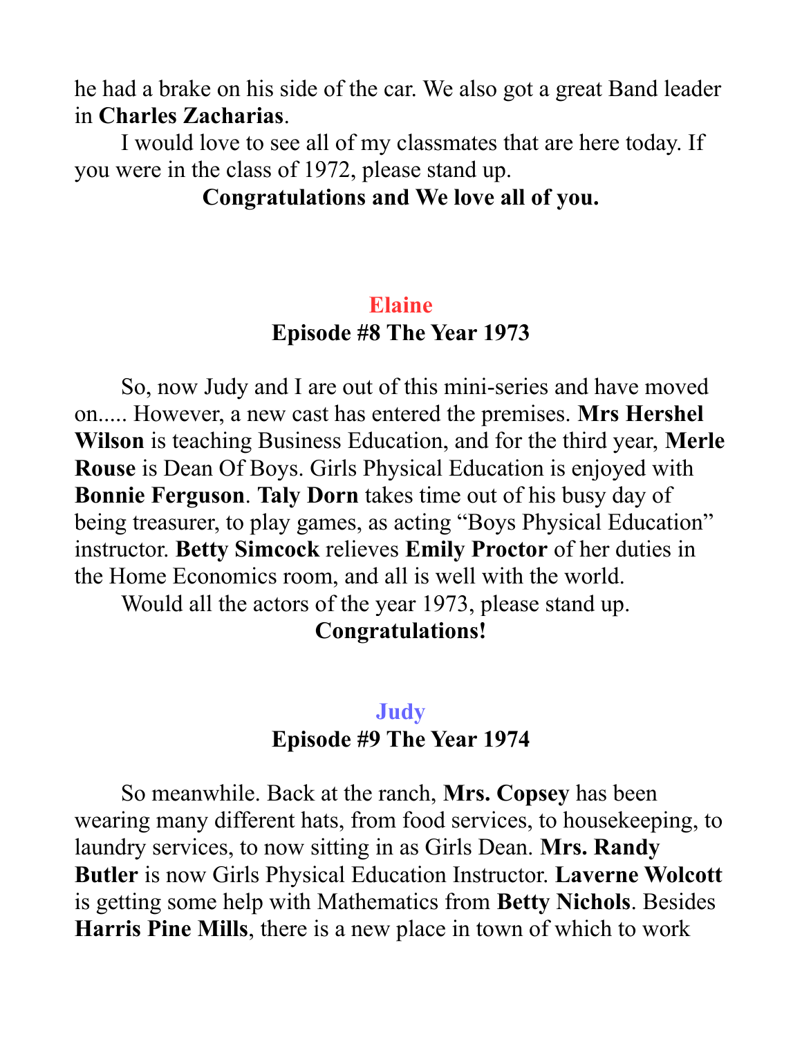he had a brake on his side of the car. We also got a great Band leader in **Charles Zacharias**.

I would love to see all of my classmates that are here today. If you were in the class of 1972, please stand up.

**Congratulations and We love all of you.**

### Elaine
### Episode #8 The Year 1973

So, now Judy and I are out of this mini-series and have moved on..... However, a new cast has entered the premises. **Mrs Hershel Wilson** is teaching Business Education, and for the third year, **Merle Rouse** is Dean Of Boys. Girls Physical Education is enjoyed with **Bonnie Ferguson**. **Taly Dorn** takes time out of his busy day of being treasurer, to play games, as acting "Boys Physical Education" instructor. **Betty Simcock** relieves **Emily Proctor** of her duties in the Home Economics room, and all is well with the world.

Would all the actors of the year 1973, please stand up.

**Congratulations!**

### Judy
### Episode #9 The Year 1974

So meanwhile. Back at the ranch, **Mrs. Copsey** has been wearing many different hats, from food services, to housekeeping, to laundry services, to now sitting in as Girls Dean. **Mrs. Randy Butler** is now Girls Physical Education Instructor. **Laverne Wolcott** is getting some help with Mathematics from **Betty Nichols**. Besides **Harris Pine Mills**, there is a new place in town of which to work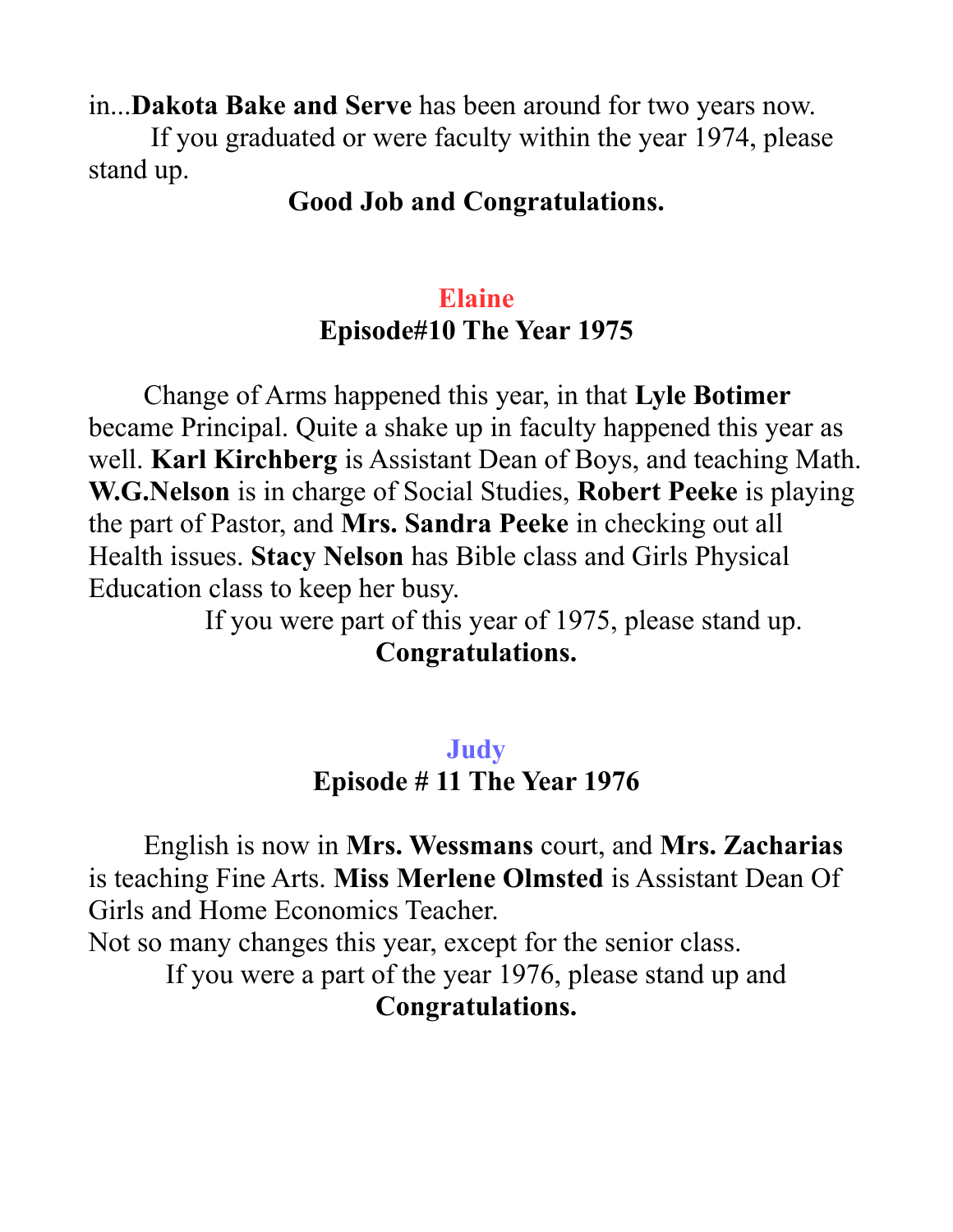in...**Dakota Bake and Serve** has been around for two years now.

If you graduated or were faculty within the year 1974, please stand up.

**Good Job and Congratulations.**

**Elaine**

**Episode#10 The Year 1975**

Change of Arms happened this year, in that **Lyle Botimer** became Principal. Quite a shake up in faculty happened this year as well. **Karl Kirchberg** is Assistant Dean of Boys, and teaching Math. **W.G.Nelson** is in charge of Social Studies, **Robert Peeke** is playing the part of Pastor, and **Mrs. Sandra Peeke** in checking out all Health issues. **Stacy Nelson** has Bible class and Girls Physical Education class to keep her busy.

If you were part of this year of 1975, please stand up.

**Congratulations.**

**Judy**

**Episode # 11 The Year 1976**

English is now in **Mrs. Wessmans** court, and **Mrs. Zacharias** is teaching Fine Arts. **Miss Merlene Olmsted** is Assistant Dean Of Girls and Home Economics Teacher.

Not so many changes this year, except for the senior class.

If you were a part of the year 1976, please stand up and

**Congratulations.**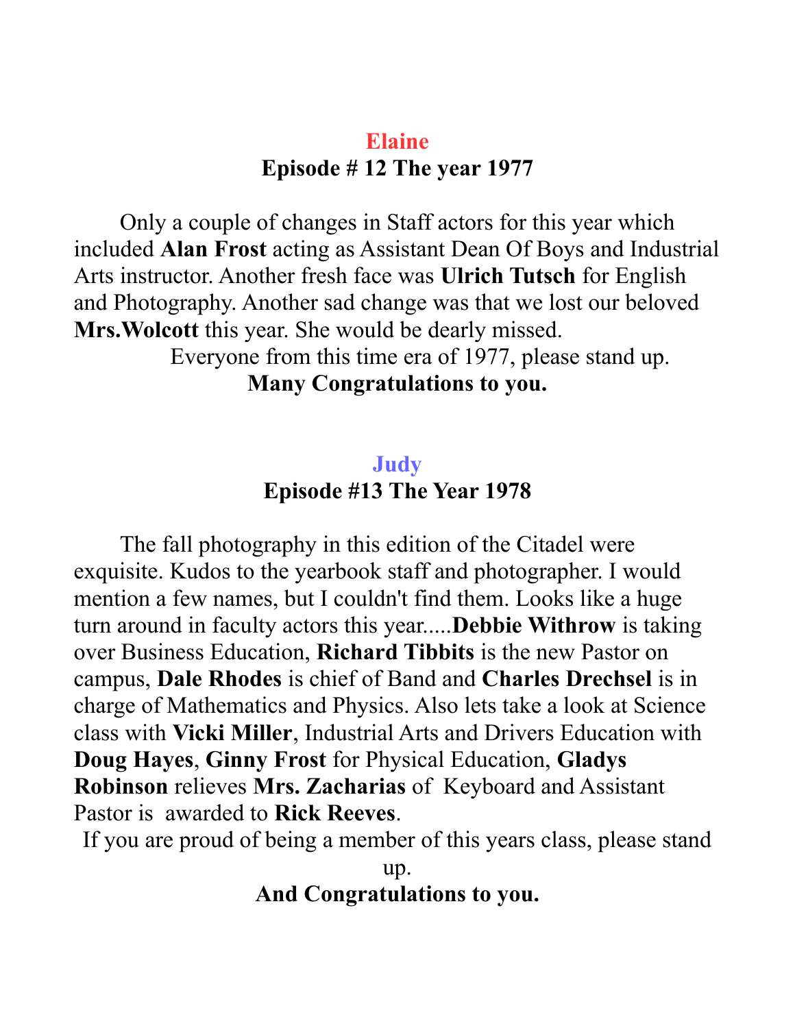**Elaine**

**Episode # 12 The year 1977**

Only a couple of changes in Staff actors for this year which included **Alan Frost** acting as Assistant Dean Of Boys and Industrial Arts instructor. Another fresh face was **Ulrich Tutsch** for English and Photography. Another sad change was that we lost our beloved **Mrs.Wolcott** this year. She would be dearly missed.

Everyone from this time era of 1977, please stand up.

**Many Congratulations to you.**

**Judy**

**Episode #13 The Year 1978**

The fall photography in this edition of the Citadel were exquisite. Kudos to the yearbook staff and photographer. I would mention a few names, but I couldn't find them. Looks like a huge turn around in faculty actors this year.....**Debbie Withrow** is taking over Business Education, **Richard Tibbits** is the new Pastor on campus, **Dale Rhodes** is chief of Band and **Charles Drechsel** is in charge of Mathematics and Physics. Also lets take a look at Science class with **Vicki Miller**, Industrial Arts and Drivers Education with **Doug Hayes**, **Ginny Frost** for Physical Education, **Gladys Robinson** relieves **Mrs. Zacharias** of Keyboard and Assistant Pastor is awarded to **Rick Reeves**.

If you are proud of being a member of this years class, please stand up.

**And Congratulations to you.**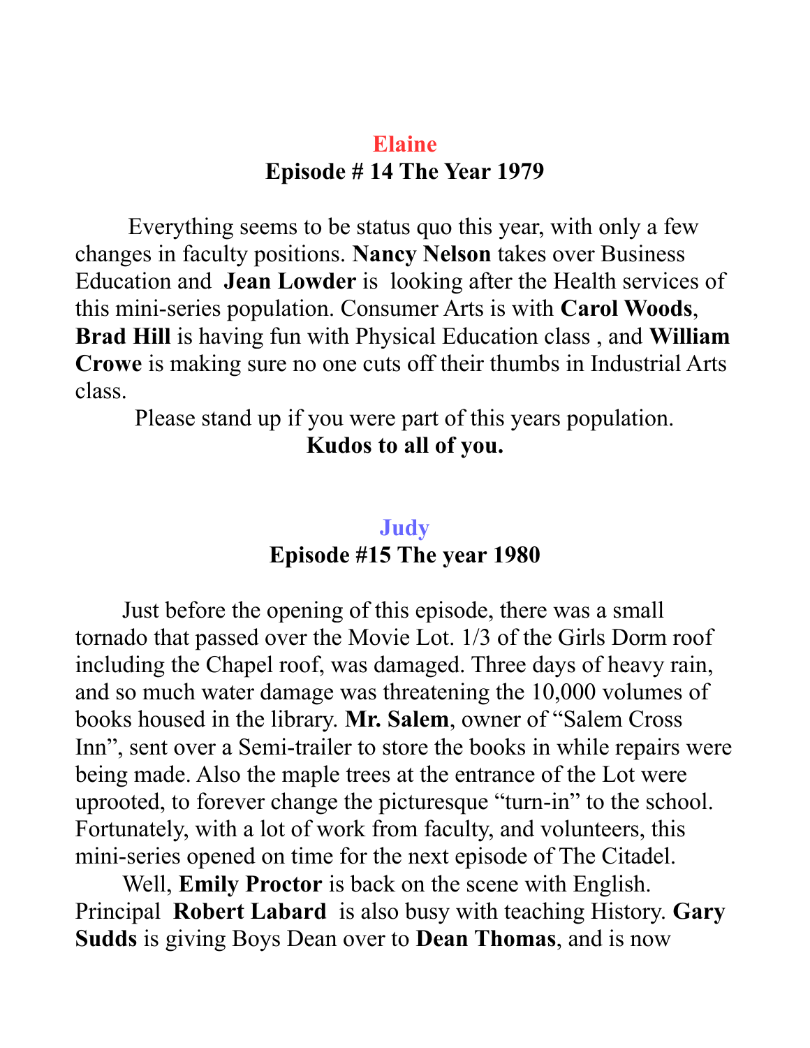**Elaine**

**Episode # 14 The Year 1979**

Everything seems to be status quo this year, with only a few changes in faculty positions. **Nancy Nelson** takes over Business Education and **Jean Lowder** is looking after the Health services of this mini-series population. Consumer Arts is with **Carol Woods**, **Brad Hill** is having fun with Physical Education class , and **William Crowe** is making sure no one cuts off their thumbs in Industrial Arts class.

Please stand up if you were part of this years population.

**Kudos to all of you.**

**Judy**

**Episode #15 The year 1980**

Just before the opening of this episode, there was a small tornado that passed over the Movie Lot. 1/3 of the Girls Dorm roof including the Chapel roof, was damaged. Three days of heavy rain, and so much water damage was threatening the 10,000 volumes of books housed in the library. **Mr. Salem**, owner of "Salem Cross Inn", sent over a Semi-trailer to store the books in while repairs were being made. Also the maple trees at the entrance of the Lot were uprooted, to forever change the picturesque "turn-in" to the school. Fortunately, with a lot of work from faculty, and volunteers, this mini-series opened on time for the next episode of The Citadel.

Well, **Emily Proctor** is back on the scene with English. Principal **Robert Labard** is also busy with teaching History. **Gary Sudds** is giving Boys Dean over to **Dean Thomas**, and is now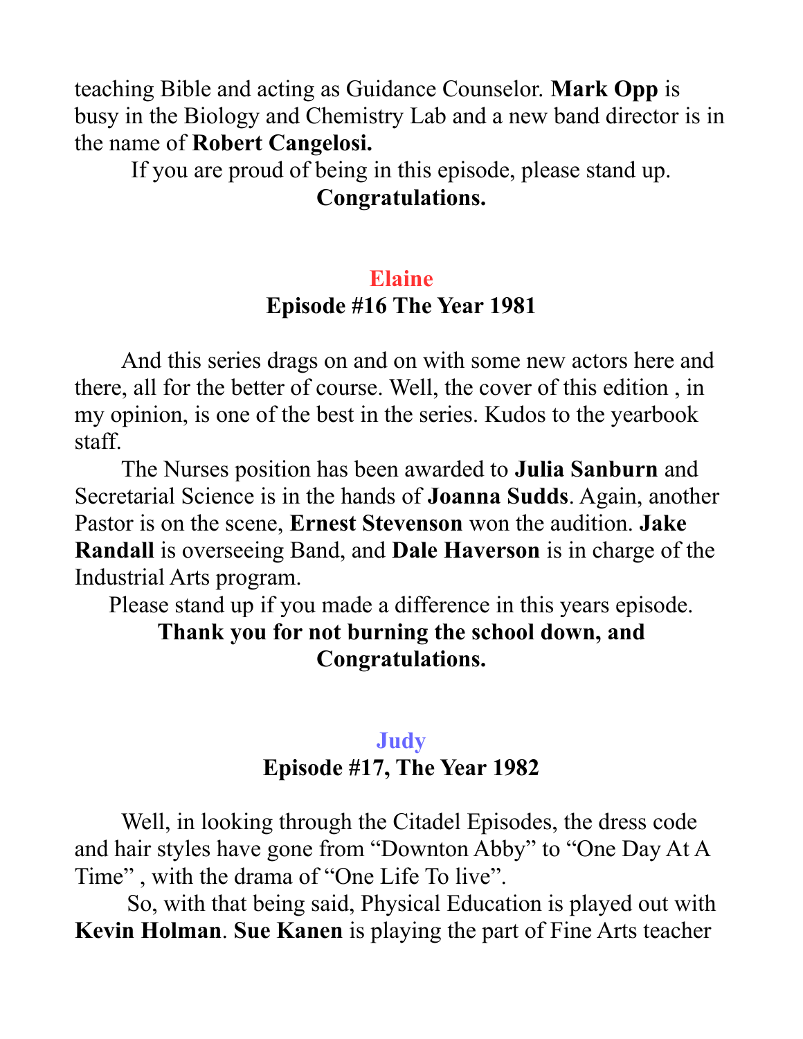teaching Bible and acting as Guidance Counselor. **Mark Opp** is busy in the Biology and Chemistry Lab and a new band director is in the name of **Robert Cangelosi.**

If you are proud of being in this episode, please stand up.

**Congratulations.**

## Elaine

### Episode #16 The Year 1981

And this series drags on and on with some new actors here and there, all for the better of course. Well, the cover of this edition , in my opinion, is one of the best in the series. Kudos to the yearbook staff.

The Nurses position has been awarded to **Julia Sanburn** and Secretarial Science is in the hands of **Joanna Sudds**. Again, another Pastor is on the scene, **Ernest Stevenson** won the audition. **Jake Randall** is overseeing Band, and **Dale Haverson** is in charge of the Industrial Arts program.

Please stand up if you made a difference in this years episode.

**Thank you for not burning the school down, and Congratulations.**

## Judy

### Episode #17, The Year 1982

Well, in looking through the Citadel Episodes, the dress code and hair styles have gone from "Downton Abby" to "One Day At A Time" , with the drama of "One Life To live".

So, with that being said, Physical Education is played out with **Kevin Holman**. **Sue Kanen** is playing the part of Fine Arts teacher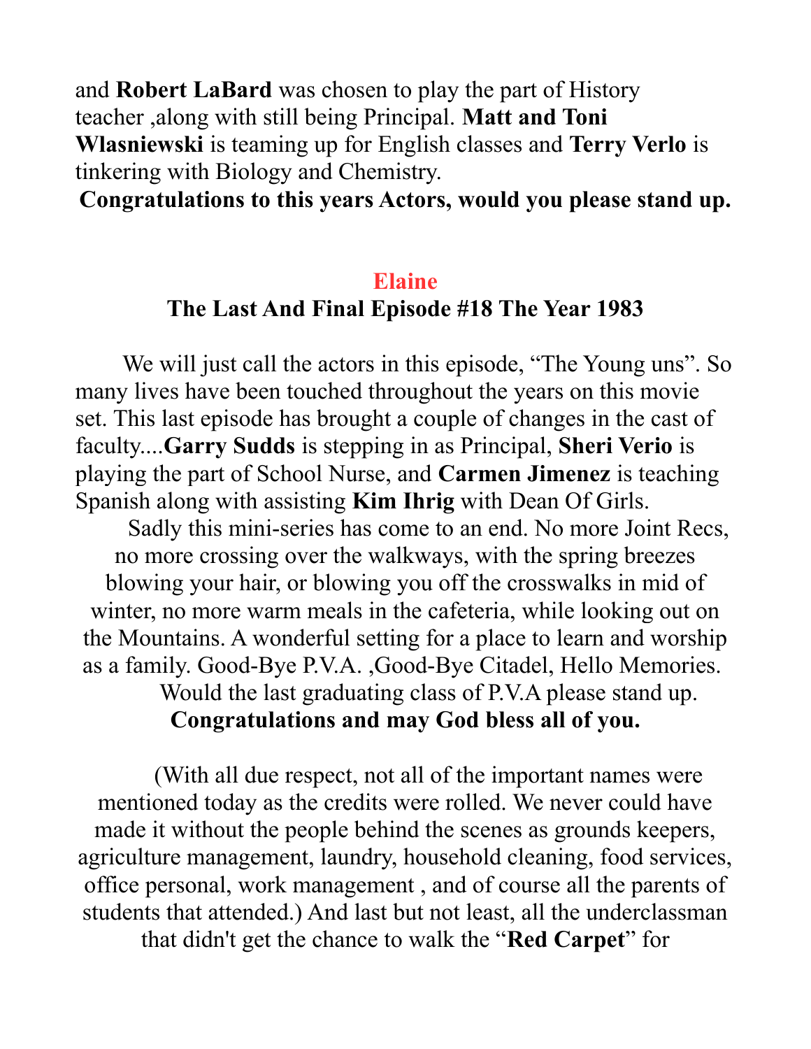and **Robert LaBard** was chosen to play the part of History teacher ,along with still being Principal. **Matt and Toni Wlasniewski** is teaming up for English classes and **Terry Verlo** is tinkering with Biology and Chemistry.

**Congratulations to this years Actors, would you please stand up.**

## Elaine

### The Last And Final Episode #18 The Year 1983

We will just call the actors in this episode, "The Young uns". So many lives have been touched throughout the years on this movie set. This last episode has brought a couple of changes in the cast of faculty....**Garry Sudds** is stepping in as Principal, **Sheri Verio** is playing the part of School Nurse, and **Carmen Jimenez** is teaching Spanish along with assisting **Kim Ihrig** with Dean Of Girls.

Sadly this mini-series has come to an end. No more Joint Recs, no more crossing over the walkways, with the spring breezes blowing your hair, or blowing you off the crosswalks in mid of winter, no more warm meals in the cafeteria, while looking out on the Mountains. A wonderful setting for a place to learn and worship as a family. Good-Bye P.V.A. ,Good-Bye Citadel, Hello Memories.

Would the last graduating class of P.V.A please stand up.

**Congratulations and may God bless all of you.**

(With all due respect, not all of the important names were mentioned today as the credits were rolled. We never could have made it without the people behind the scenes as grounds keepers, agriculture management, laundry, household cleaning, food services, office personal, work management , and of course all the parents of students that attended.) And last but not least, all the underclassman that didn't get the chance to walk the "**Red Carpet**" for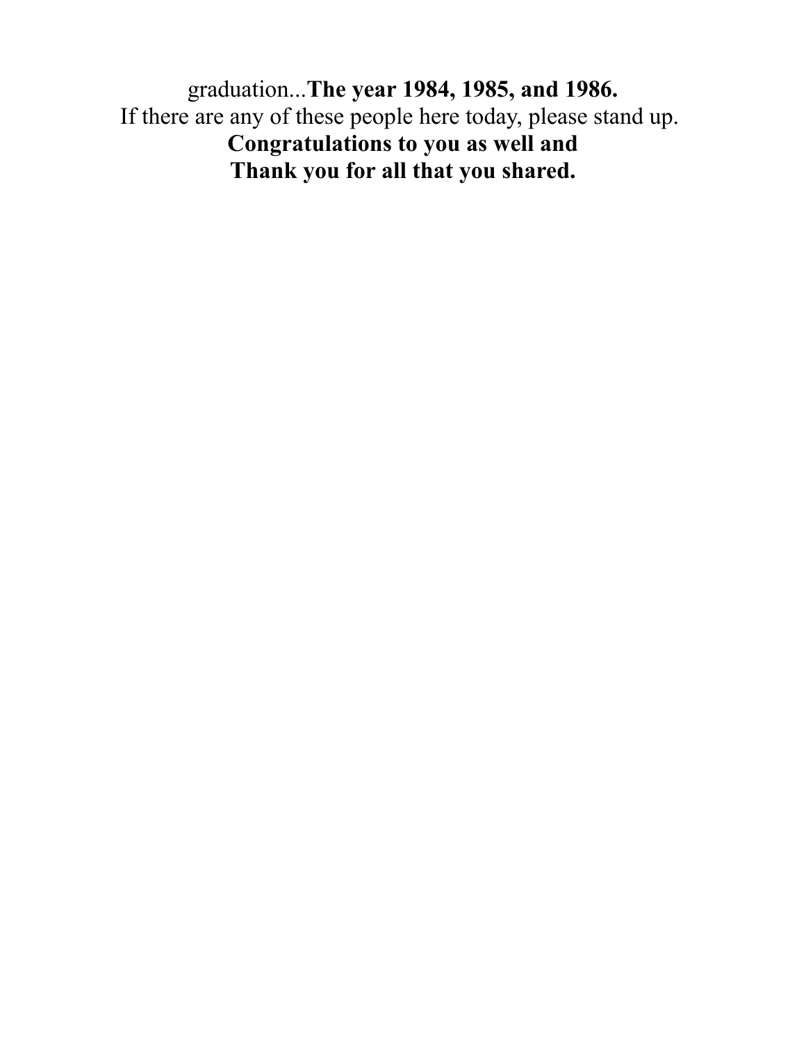graduation...**The year 1984, 1985, and 1986.**
If there are any of these people here today, please stand up.
**Congratulations to you as well and**
**Thank you for all that you shared.**